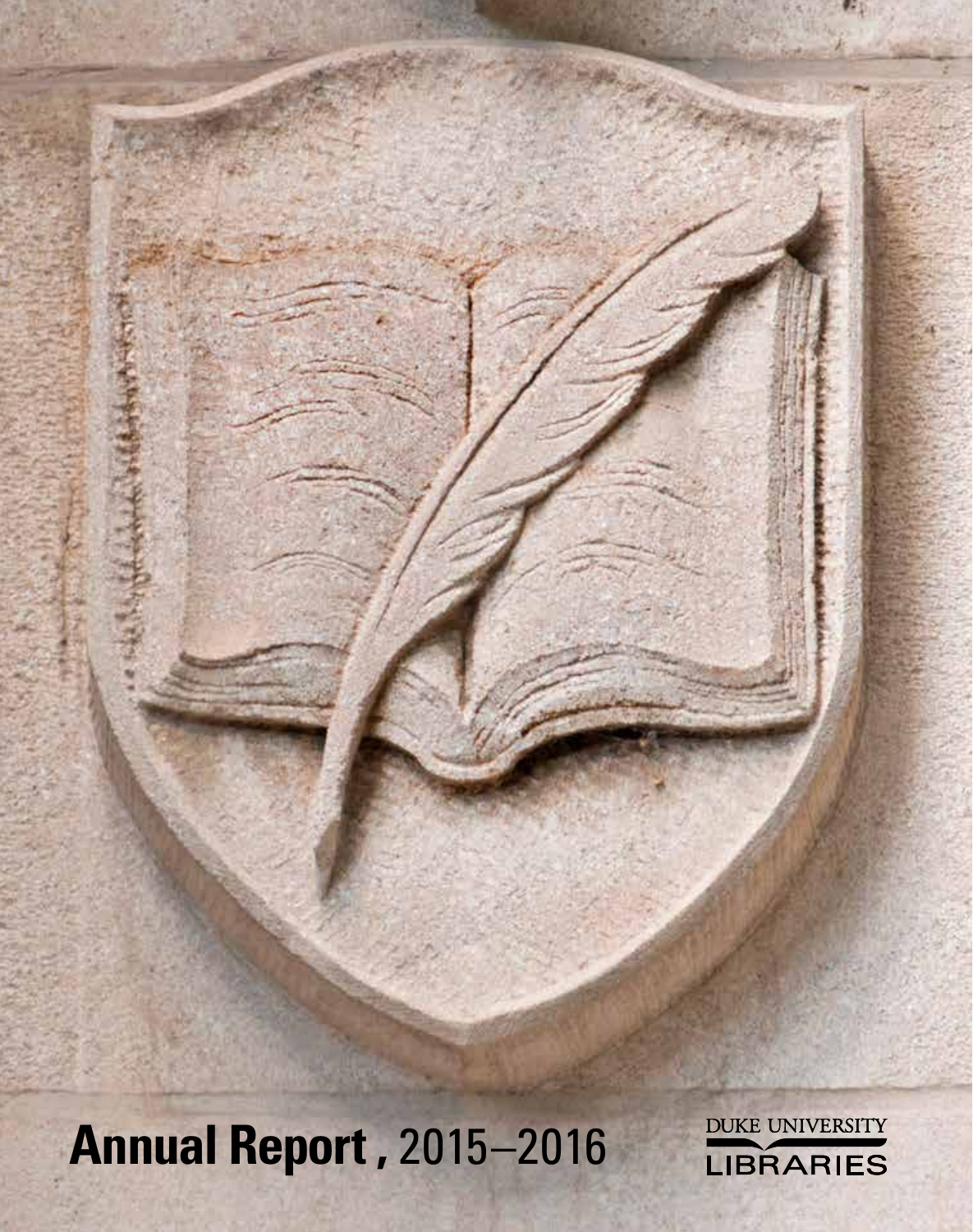# Annual Report, 2015–2016

DUKE UNIVERSITY
LIBRARIES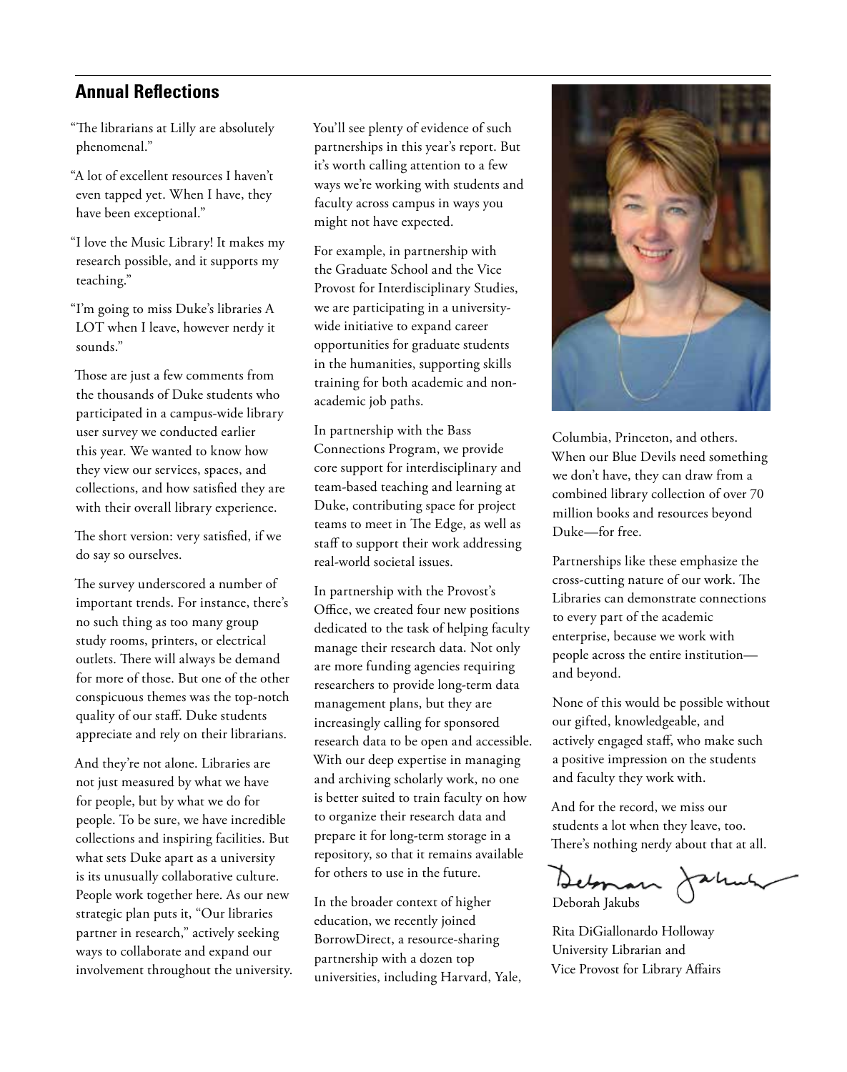## Annual Reflections

"The librarians at Lilly are absolutely phenomenal."

"A lot of excellent resources I haven't even tapped yet. When I have, they have been exceptional."

"I love the Music Library! It makes my research possible, and it supports my teaching."

"I'm going to miss Duke's libraries A LOT when I leave, however nerdy it sounds."

Those are just a few comments from the thousands of Duke students who participated in a campus-wide library user survey we conducted earlier this year. We wanted to know how they view our services, spaces, and collections, and how satisfied they are with their overall library experience.

The short version: very satisfied, if we do say so ourselves.

The survey underscored a number of important trends. For instance, there's no such thing as too many group study rooms, printers, or electrical outlets. There will always be demand for more of those. But one of the other conspicuous themes was the top-notch quality of our staff. Duke students appreciate and rely on their librarians.

And they're not alone. Libraries are not just measured by what we have for people, but by what we do for people. To be sure, we have incredible collections and inspiring facilities. But what sets Duke apart as a university is its unusually collaborative culture. People work together here. As our new strategic plan puts it, "Our libraries partner in research," actively seeking ways to collaborate and expand our involvement throughout the university.

You'll see plenty of evidence of such partnerships in this year's report. But it's worth calling attention to a few ways we're working with students and faculty across campus in ways you might not have expected.

For example, in partnership with the Graduate School and the Vice Provost for Interdisciplinary Studies, we are participating in a university-wide initiative to expand career opportunities for graduate students in the humanities, supporting skills training for both academic and non-academic job paths.

In partnership with the Bass Connections Program, we provide core support for interdisciplinary and team-based teaching and learning at Duke, contributing space for project teams to meet in The Edge, as well as staff to support their work addressing real-world societal issues.

In partnership with the Provost's Office, we created four new positions dedicated to the task of helping faculty manage their research data. Not only are more funding agencies requiring researchers to provide long-term data management plans, but they are increasingly calling for sponsored research data to be open and accessible. With our deep expertise in managing and archiving scholarly work, no one is better suited to train faculty on how to organize their research data and prepare it for long-term storage in a repository, so that it remains available for others to use in the future.

In the broader context of higher education, we recently joined BorrowDirect, a resource-sharing partnership with a dozen top universities, including Harvard, Yale, Columbia, Princeton, and others. When our Blue Devils need something we don't have, they can draw from a combined library collection of over 70 million books and resources beyond Duke—for free.

Partnerships like these emphasize the cross-cutting nature of our work. The Libraries can demonstrate connections to every part of the academic enterprise, because we work with people across the entire institution—and beyond.

None of this would be possible without our gifted, knowledgeable, and actively engaged staff, who make such a positive impression on the students and faculty they work with.

And for the record, we miss our students a lot when they leave, too. There's nothing nerdy about that at all.

Deborah Jakubs

Rita DiGiallonardo Holloway
University Librarian and
Vice Provost for Library Affairs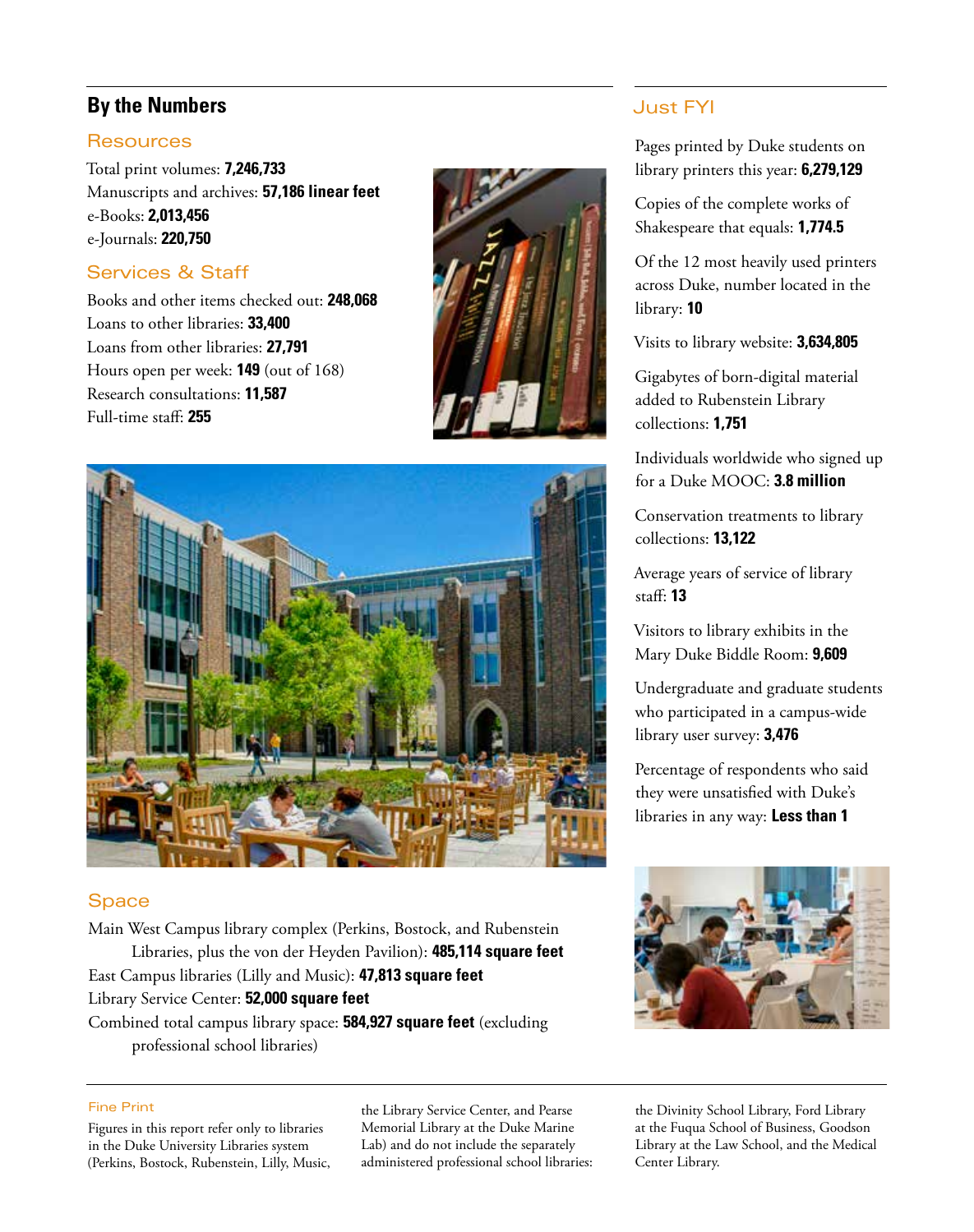## By the Numbers

### Resources

Total print volumes: **7,246,733**
Manuscripts and archives: **57,186 linear feet**
e-Books: **2,013,456**
e-Journals: **220,750**

### Services & Staff

Books and other items checked out: **248,068**
Loans to other libraries: **33,400**
Loans from other libraries: **27,791**
Hours open per week: **149** (out of 168)
Research consultations: **11,587**
Full-time staff: **255**

### Space

Main West Campus library complex (Perkins, Bostock, and Rubenstein Libraries, plus the von der Heyden Pavilion): **485,114 square feet**
East Campus libraries (Lilly and Music): **47,813 square feet**
Library Service Center: **52,000 square feet**
Combined total campus library space: **584,927 square feet** (excluding professional school libraries)

## Just FYI

Pages printed by Duke students on library printers this year: **6,279,129**

Copies of the complete works of Shakespeare that equals: **1,774.5**

Of the 12 most heavily used printers across Duke, number located in the library: **10**

Visits to library website: **3,634,805**

Gigabytes of born-digital material added to Rubenstein Library collections: **1,751**

Individuals worldwide who signed up for a Duke MOOC: **3.8 million**

Conservation treatments to library collections: **13,122**

Average years of service of library staff: **13**

Visitors to library exhibits in the Mary Duke Biddle Room: **9,609**

Undergraduate and graduate students who participated in a campus-wide library user survey: **3,476**

Percentage of respondents who said they were unsatisfied with Duke's libraries in any way: **Less than 1**

#### Fine Print

Figures in this report refer only to libraries in the Duke University Libraries system (Perkins, Bostock, Rubenstein, Lilly, Music, the Library Service Center, and Pearse Memorial Library at the Duke Marine Lab) and do not include the separately administered professional school libraries: the Divinity School Library, Ford Library at the Fuqua School of Business, Goodson Library at the Law School, and the Medical Center Library.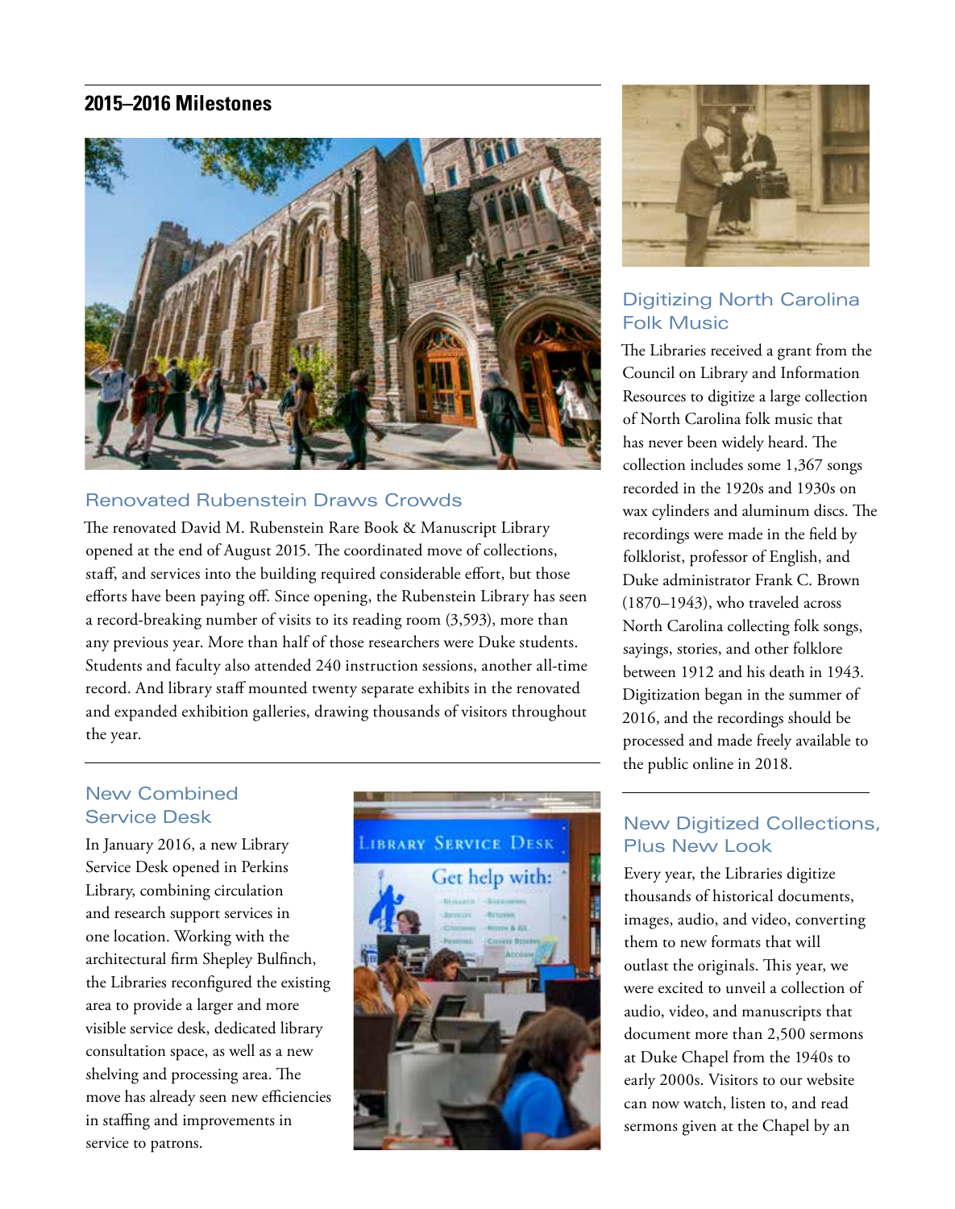## 2015–2016 Milestones

### Renovated Rubenstein Draws Crowds

The renovated David M. Rubenstein Rare Book & Manuscript Library opened at the end of August 2015. The coordinated move of collections, staff, and services into the building required considerable effort, but those efforts have been paying off. Since opening, the Rubenstein Library has seen a record-breaking number of visits to its reading room (3,593), more than any previous year. More than half of those researchers were Duke students. Students and faculty also attended 240 instruction sessions, another all-time record. And library staff mounted twenty separate exhibits in the renovated and expanded exhibition galleries, drawing thousands of visitors throughout the year.

### New Combined Service Desk

In January 2016, a new Library Service Desk opened in Perkins Library, combining circulation and research support services in one location. Working with the architectural firm Shepley Bulfinch, the Libraries reconfigured the existing area to provide a larger and more visible service desk, dedicated library consultation space, as well as a new shelving and processing area. The move has already seen new efficiencies in staffing and improvements in service to patrons.

### Digitizing North Carolina Folk Music

The Libraries received a grant from the Council on Library and Information Resources to digitize a large collection of North Carolina folk music that has never been widely heard. The collection includes some 1,367 songs recorded in the 1920s and 1930s on wax cylinders and aluminum discs. The recordings were made in the field by folklorist, professor of English, and Duke administrator Frank C. Brown (1870–1943), who traveled across North Carolina collecting folk songs, sayings, stories, and other folklore between 1912 and his death in 1943. Digitization began in the summer of 2016, and the recordings should be processed and made freely available to the public online in 2018.

### New Digitized Collections, Plus New Look

Every year, the Libraries digitize thousands of historical documents, images, audio, and video, converting them to new formats that will outlast the originals. This year, we were excited to unveil a collection of audio, video, and manuscripts that document more than 2,500 sermons at Duke Chapel from the 1940s to early 2000s. Visitors to our website can now watch, listen to, and read sermons given at the Chapel by an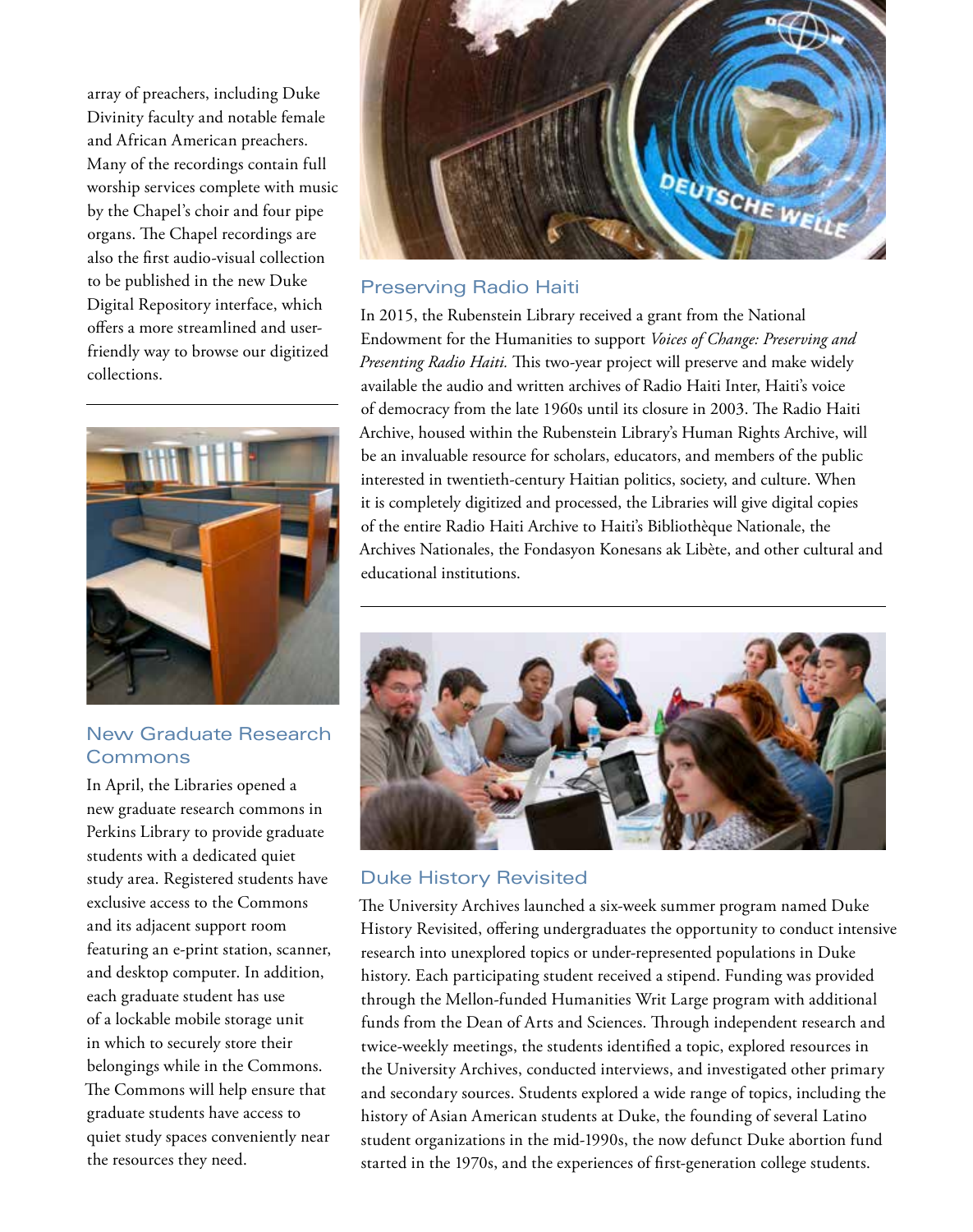array of preachers, including Duke Divinity faculty and notable female and African American preachers. Many of the recordings contain full worship services complete with music by the Chapel's choir and four pipe organs. The Chapel recordings are also the first audio-visual collection to be published in the new Duke Digital Repository interface, which offers a more streamlined and user-friendly way to browse our digitized collections.

## New Graduate Research Commons

In April, the Libraries opened a new graduate research commons in Perkins Library to provide graduate students with a dedicated quiet study area. Registered students have exclusive access to the Commons and its adjacent support room featuring an e-print station, scanner, and desktop computer. In addition, each graduate student has use of a lockable mobile storage unit in which to securely store their belongings while in the Commons. The Commons will help ensure that graduate students have access to quiet study spaces conveniently near the resources they need.

## Preserving Radio Haiti

In 2015, the Rubenstein Library received a grant from the National Endowment for the Humanities to support *Voices of Change: Preserving and Presenting Radio Haiti.* This two-year project will preserve and make widely available the audio and written archives of Radio Haiti Inter, Haiti's voice of democracy from the late 1960s until its closure in 2003. The Radio Haiti Archive, housed within the Rubenstein Library's Human Rights Archive, will be an invaluable resource for scholars, educators, and members of the public interested in twentieth-century Haitian politics, society, and culture. When it is completely digitized and processed, the Libraries will give digital copies of the entire Radio Haiti Archive to Haiti's Bibliothèque Nationale, the Archives Nationales, the Fondasyon Konesans ak Libète, and other cultural and educational institutions.

## Duke History Revisited

The University Archives launched a six-week summer program named Duke History Revisited, offering undergraduates the opportunity to conduct intensive research into unexplored topics or under-represented populations in Duke history. Each participating student received a stipend. Funding was provided through the Mellon-funded Humanities Writ Large program with additional funds from the Dean of Arts and Sciences. Through independent research and twice-weekly meetings, the students identified a topic, explored resources in the University Archives, conducted interviews, and investigated other primary and secondary sources. Students explored a wide range of topics, including the history of Asian American students at Duke, the founding of several Latino student organizations in the mid-1990s, the now defunct Duke abortion fund started in the 1970s, and the experiences of first-generation college students.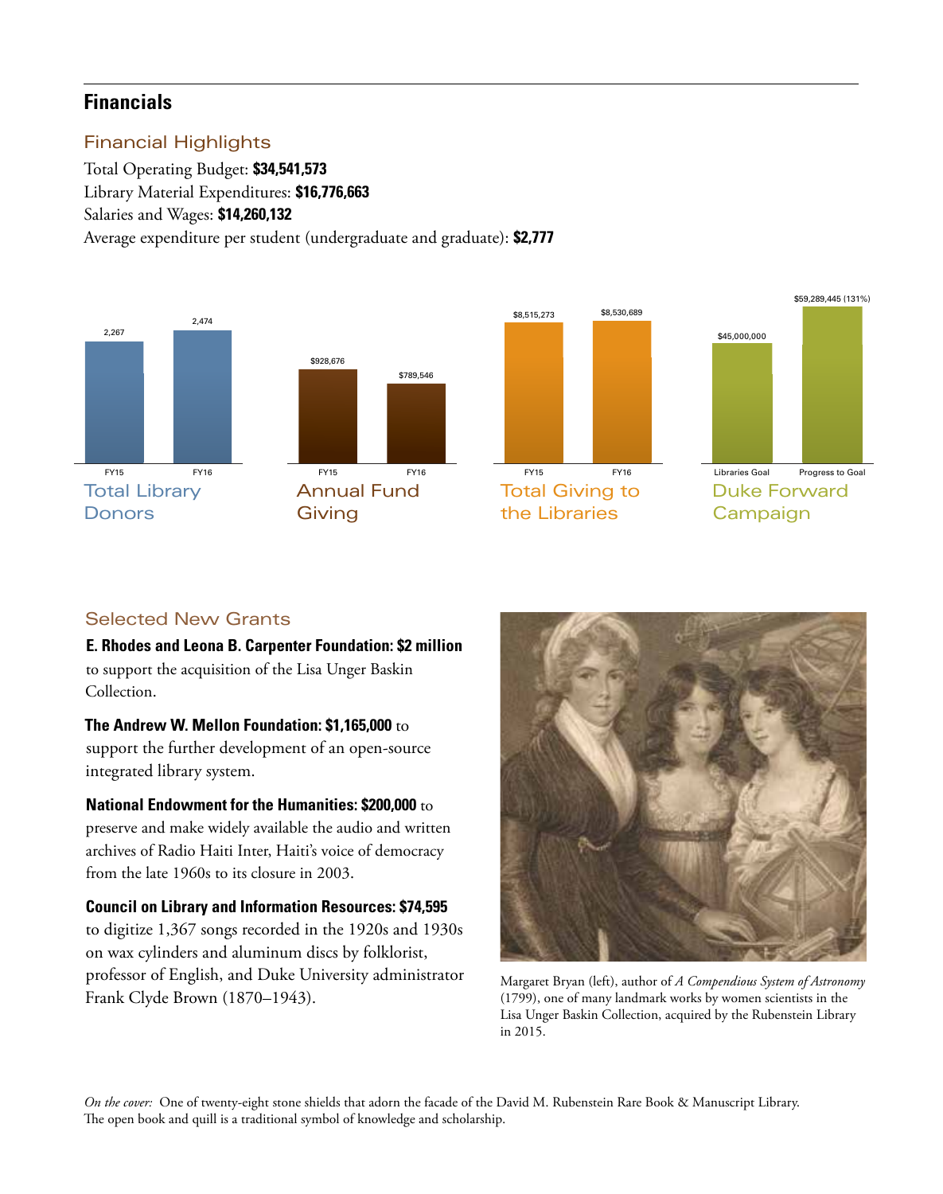## Financials

### Financial Highlights

Total Operating Budget: **$34,541,573**
Library Material Expenditures: **$16,776,663**
Salaries and Wages: **$14,260,132**
Average expenditure per student (undergraduate and graduate): **$2,777**

2,267
2,474
FY15
FY16
Total Library Donors

$928,676
$789,546
FY15
FY16
Annual Fund Giving

$8,515,273
$8,530,689
FY15
FY16
Total Giving to the Libraries

$45,000,000
$59,289,445 (131%)
Libraries Goal
Progress to Goal
Duke Forward Campaign

### Selected New Grants

**E. Rhodes and Leona B. Carpenter Foundation: $2 million** to support the acquisition of the Lisa Unger Baskin Collection.

**The Andrew W. Mellon Foundation: $1,165,000** to support the further development of an open-source integrated library system.

**National Endowment for the Humanities: $200,000** to preserve and make widely available the audio and written archives of Radio Haiti Inter, Haiti's voice of democracy from the late 1960s to its closure in 2003.

**Council on Library and Information Resources: $74,595** to digitize 1,367 songs recorded in the 1920s and 1930s on wax cylinders and aluminum discs by folklorist, professor of English, and Duke University administrator Frank Clyde Brown (1870–1943).

Margaret Bryan (left), author of *A Compendious System of Astronomy* (1799), one of many landmark works by women scientists in the Lisa Unger Baskin Collection, acquired by the Rubenstein Library in 2015.

*On the cover:* One of twenty-eight stone shields that adorn the facade of the David M. Rubenstein Rare Book & Manuscript Library. The open book and quill is a traditional symbol of knowledge and scholarship.